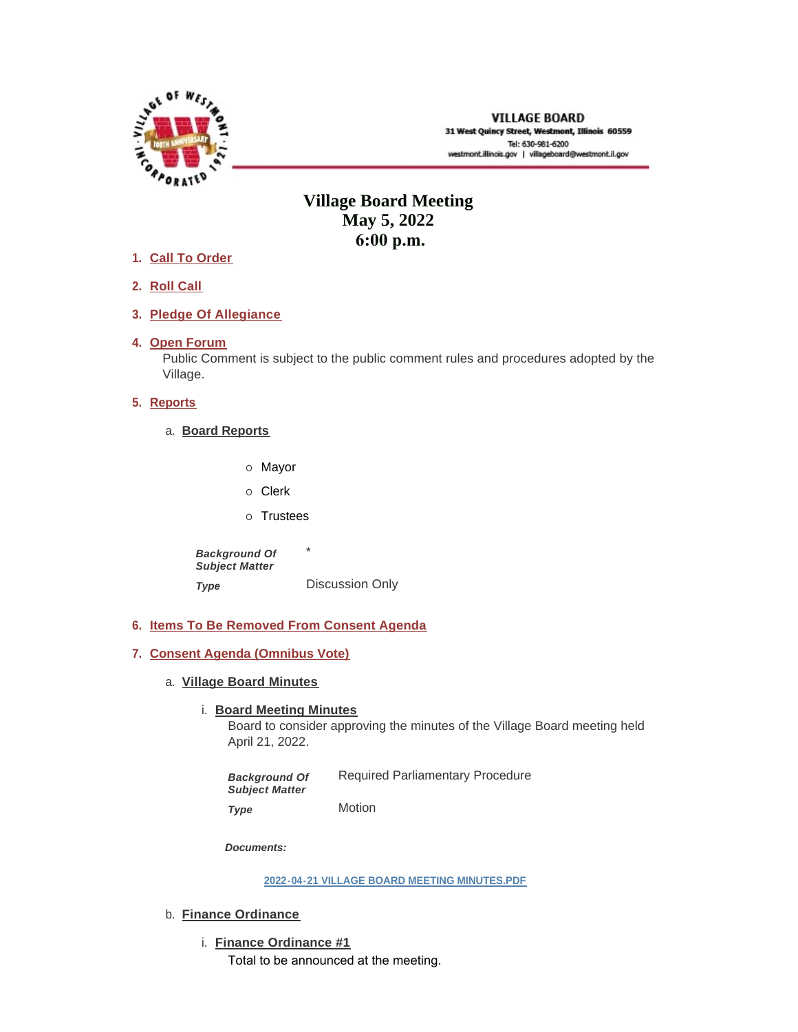**VILLAGE BOARD**
31 West Quincy Street, Westmont, Illinois 60559
Tel: 630-981-6200
westmont.illinois.gov | villageboard@westmont.il.gov

# Village Board Meeting
# May 5, 2022
# 6:00 p.m.

1. **Call To Order**

2. **Roll Call**

3. **Pledge Of Allegiance**

4. **Open Forum**
   Public Comment is subject to the public comment rules and procedures adopted by the Village.

5. **Reports**

   a. **Board Reports**

      - Mayor
      - Clerk
      - Trustees

      | | |
      |---|---|
      | ***Background Of Subject Matter*** | * |
      | ***Type*** | Discussion Only |

6. **Items To Be Removed From Consent Agenda**

7. **Consent Agenda (Omnibus Vote)**

   a. **Village Board Minutes**

      i. **Board Meeting Minutes**
         Board to consider approving the minutes of the Village Board meeting held April 21, 2022.

         | | |
         |---|---|
         | ***Background Of Subject Matter*** | Required Parliamentary Procedure |
         | ***Type*** | Motion |

         ***Documents:***

         2022-04-21 VILLAGE BOARD MEETING MINUTES.PDF

   b. **Finance Ordinance**

      i. **Finance Ordinance #1**
         Total to be announced at the meeting.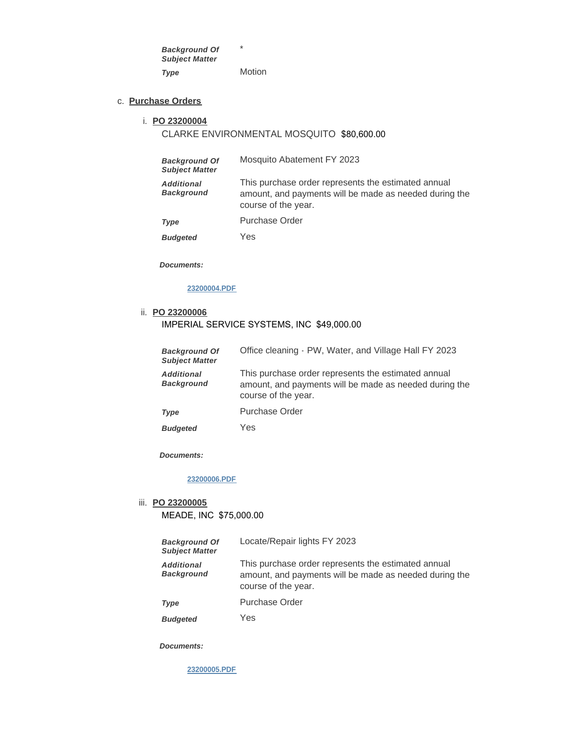| | |
|---|---|
| ***Background Of Subject Matter*** | * |
| ***Type*** | Motion |

c. **Purchase Orders**

i. **PO 23200004**

CLARKE ENVIRONMENTAL MOSQUITO $80,600.00

| | |
|---|---|
| ***Background Of Subject Matter*** | Mosquito Abatement FY 2023 |
| ***Additional Background*** | This purchase order represents the estimated annual amount, and payments will be made as needed during the course of the year. |
| ***Type*** | Purchase Order |
| ***Budgeted*** | Yes |

***Documents:***

23200004.PDF

ii. **PO 23200006**

IMPERIAL SERVICE SYSTEMS, INC $49,000.00

| | |
|---|---|
| ***Background Of Subject Matter*** | Office cleaning - PW, Water, and Village Hall FY 2023 |
| ***Additional Background*** | This purchase order represents the estimated annual amount, and payments will be made as needed during the course of the year. |
| ***Type*** | Purchase Order |
| ***Budgeted*** | Yes |

***Documents:***

23200006.PDF

iii. **PO 23200005**

MEADE, INC $75,000.00

| | |
|---|---|
| ***Background Of Subject Matter*** | Locate/Repair lights FY 2023 |
| ***Additional Background*** | This purchase order represents the estimated annual amount, and payments will be made as needed during the course of the year. |
| ***Type*** | Purchase Order |
| ***Budgeted*** | Yes |

***Documents:***

23200005.PDF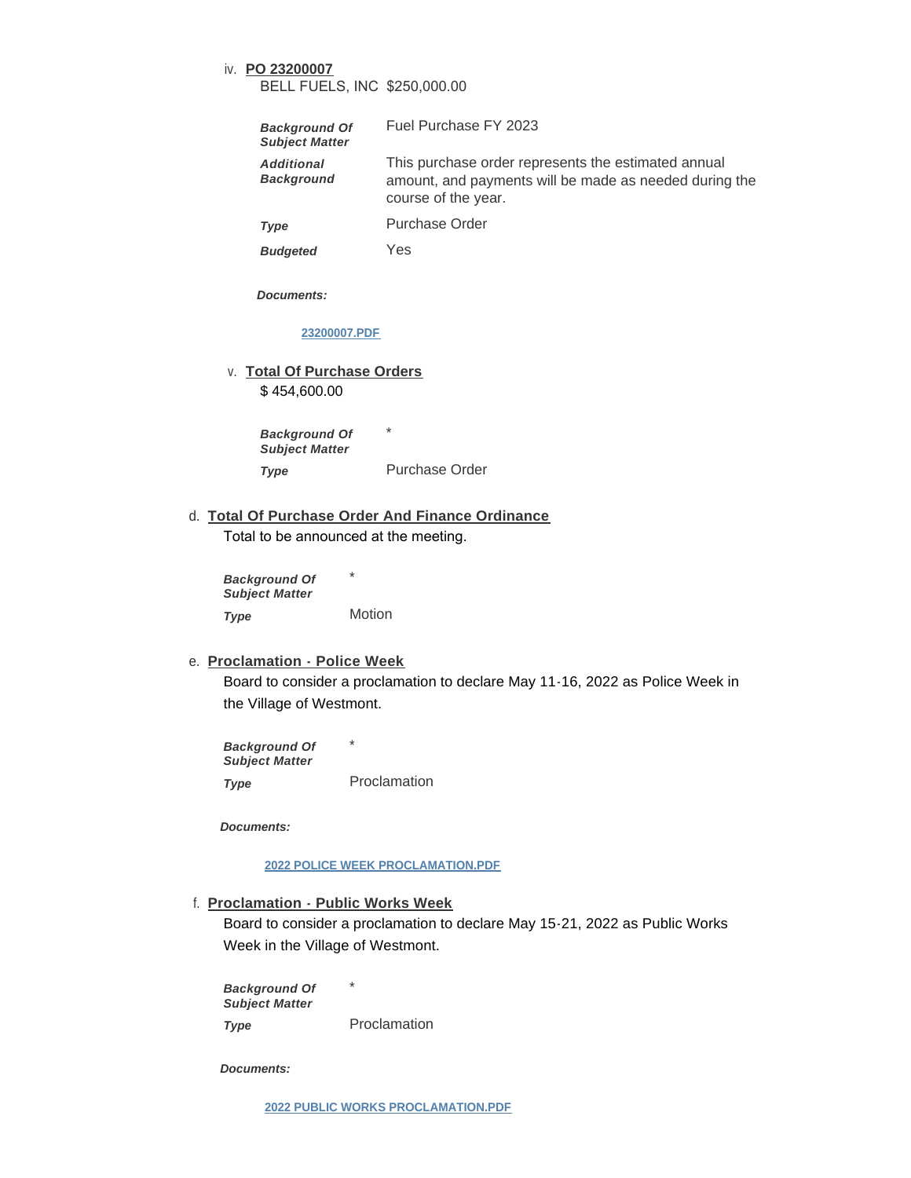iv. **PO 23200007**

BELL FUELS, INC $250,000.00

| | |
|---|---|
| ***Background Of Subject Matter*** | Fuel Purchase FY 2023 |
| ***Additional Background*** | This purchase order represents the estimated annual amount, and payments will be made as needed during the course of the year. |
| ***Type*** | Purchase Order |
| ***Budgeted*** | Yes |

***Documents:***

23200007.PDF

v. **Total Of Purchase Orders**

$ 454,600.00

| | |
|---|---|
| ***Background Of Subject Matter*** | * |
| ***Type*** | Purchase Order |

d. **Total Of Purchase Order And Finance Ordinance**

Total to be announced at the meeting.

| | |
|---|---|
| ***Background Of Subject Matter*** | * |
| ***Type*** | Motion |

e. **Proclamation - Police Week**

Board to consider a proclamation to declare May 11-16, 2022 as Police Week in the Village of Westmont.

| | |
|---|---|
| ***Background Of Subject Matter*** | * |
| ***Type*** | Proclamation |

***Documents:***

2022 POLICE WEEK PROCLAMATION.PDF

f. **Proclamation - Public Works Week**

Board to consider a proclamation to declare May 15-21, 2022 as Public Works Week in the Village of Westmont.

| | |
|---|---|
| ***Background Of Subject Matter*** | * |
| ***Type*** | Proclamation |

***Documents:***

2022 PUBLIC WORKS PROCLAMATION.PDF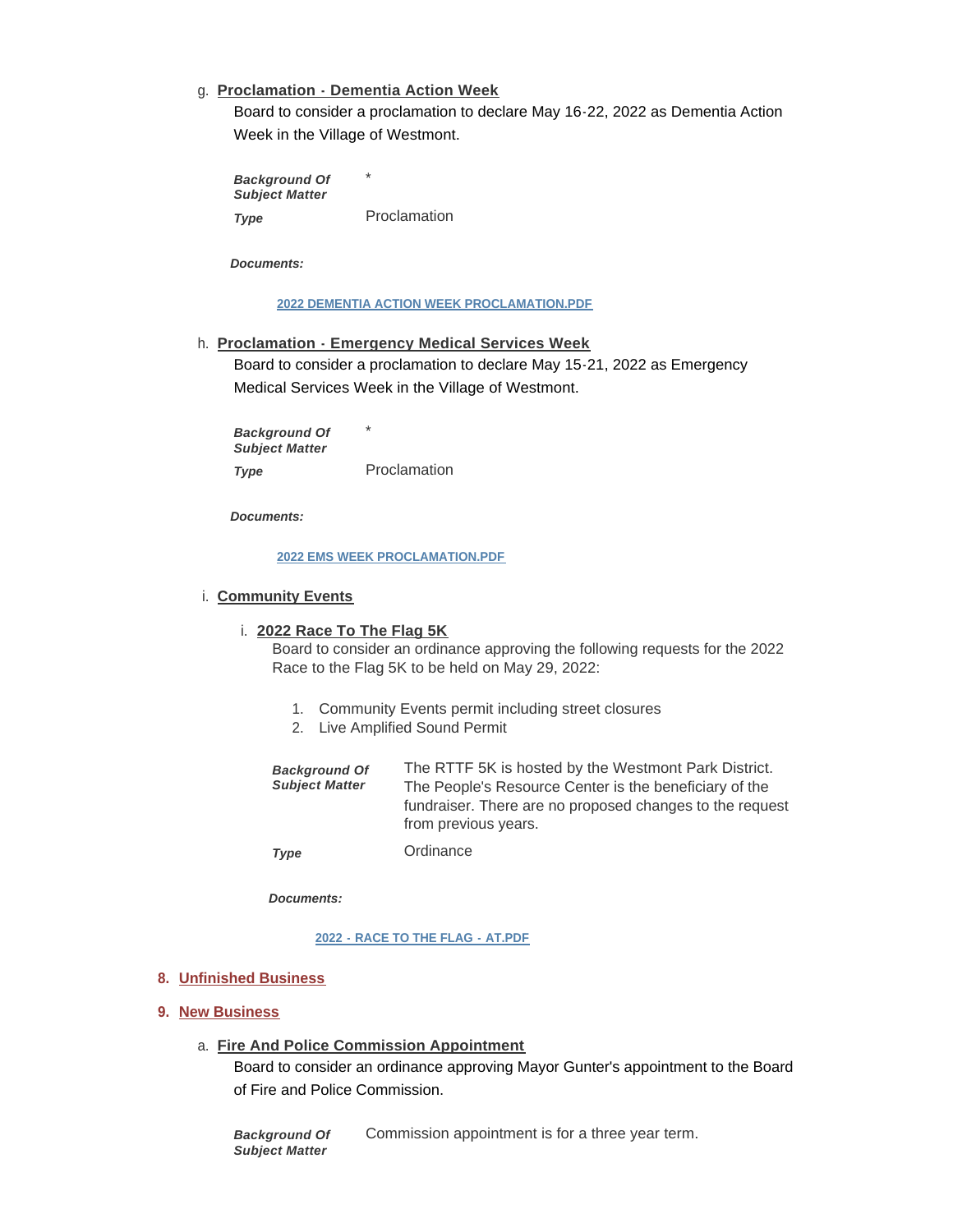g. **Proclamation - Dementia Action Week**

Board to consider a proclamation to declare May 16-22, 2022 as Dementia Action Week in the Village of Westmont.

| | |
|---|---|
| ***Background Of Subject Matter*** | * |
| ***Type*** | Proclamation |

***Documents:***

[2022 DEMENTIA ACTION WEEK PROCLAMATION.PDF]

h. **Proclamation - Emergency Medical Services Week**

Board to consider a proclamation to declare May 15-21, 2022 as Emergency Medical Services Week in the Village of Westmont.

| | |
|---|---|
| ***Background Of Subject Matter*** | * |
| ***Type*** | Proclamation |

***Documents:***

[2022 EMS WEEK PROCLAMATION.PDF]

i. **Community Events**

i. **2022 Race To The Flag 5K**

Board to consider an ordinance approving the following requests for the 2022 Race to the Flag 5K to be held on May 29, 2022:

1. Community Events permit including street closures
2. Live Amplified Sound Permit

| | |
|---|---|
| ***Background Of Subject Matter*** | The RTTF 5K is hosted by the Westmont Park District. The People's Resource Center is the beneficiary of the fundraiser. There are no proposed changes to the request from previous years. |
| ***Type*** | Ordinance |

***Documents:***

[2022 - RACE TO THE FLAG - AT.PDF]

## 8. Unfinished Business

## 9. New Business

a. **Fire And Police Commission Appointment**

Board to consider an ordinance approving Mayor Gunter's appointment to the Board of Fire and Police Commission.

| | |
|---|---|
| ***Background Of Subject Matter*** | Commission appointment is for a three year term. |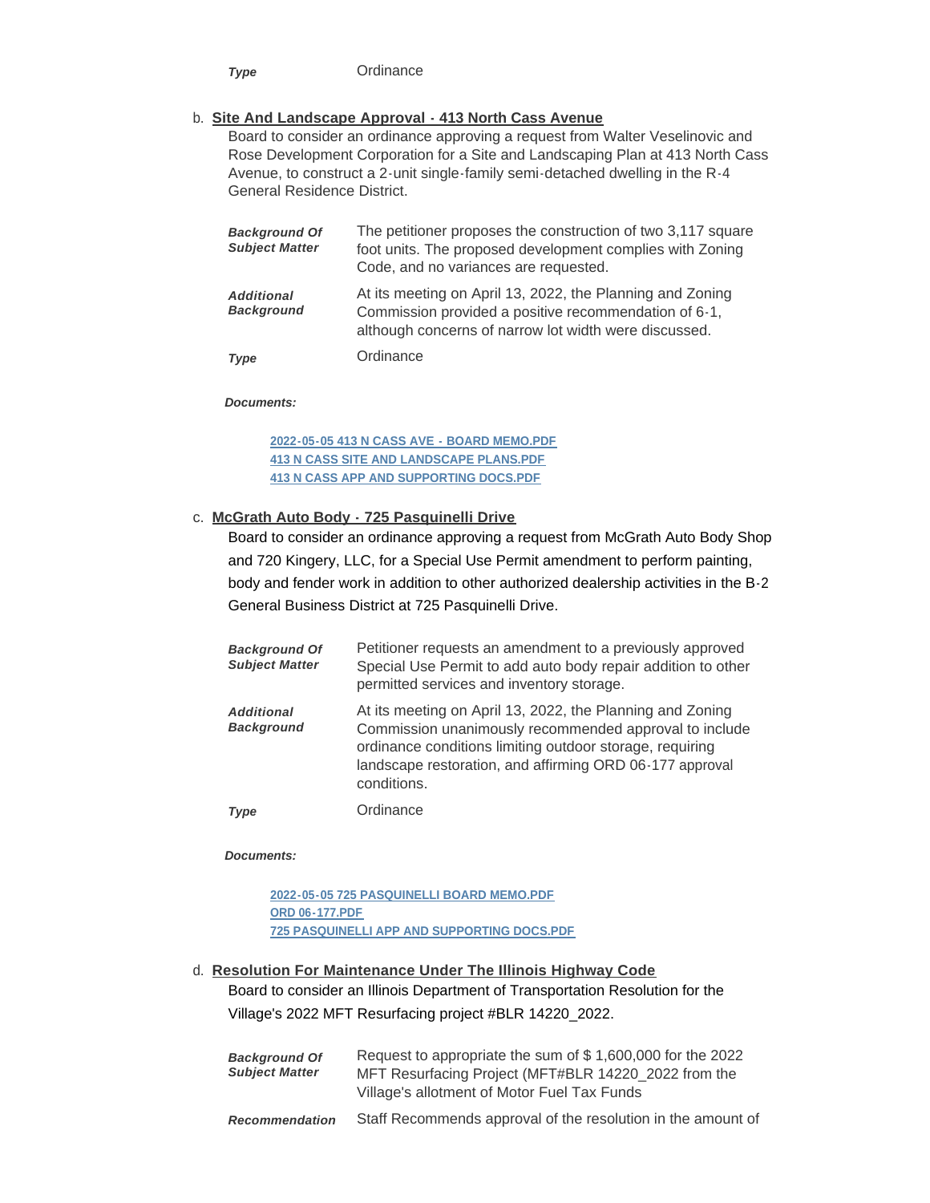| | |
|---|---|
| ***Type*** | Ordinance |

b. **Site And Landscape Approval - 413 North Cass Avenue**

Board to consider an ordinance approving a request from Walter Veselinovic and Rose Development Corporation for a Site and Landscaping Plan at 413 North Cass Avenue, to construct a 2-unit single-family semi-detached dwelling in the R-4 General Residence District.

| | |
|---|---|
| ***Background Of Subject Matter*** | The petitioner proposes the construction of two 3,117 square foot units. The proposed development complies with Zoning Code, and no variances are requested. |
| ***Additional Background*** | At its meeting on April 13, 2022, the Planning and Zoning Commission provided a positive recommendation of 6-1, although concerns of narrow lot width were discussed. |
| ***Type*** | Ordinance |

***Documents:***

- 2022-05-05 413 N CASS AVE - BOARD MEMO.PDF
- 413 N CASS SITE AND LANDSCAPE PLANS.PDF
- 413 N CASS APP AND SUPPORTING DOCS.PDF

c. **McGrath Auto Body - 725 Pasquinelli Drive**

Board to consider an ordinance approving a request from McGrath Auto Body Shop and 720 Kingery, LLC, for a Special Use Permit amendment to perform painting, body and fender work in addition to other authorized dealership activities in the B-2 General Business District at 725 Pasquinelli Drive.

| | |
|---|---|
| ***Background Of Subject Matter*** | Petitioner requests an amendment to a previously approved Special Use Permit to add auto body repair addition to other permitted services and inventory storage. |
| ***Additional Background*** | At its meeting on April 13, 2022, the Planning and Zoning Commission unanimously recommended approval to include ordinance conditions limiting outdoor storage, requiring landscape restoration, and affirming ORD 06-177 approval conditions. |
| ***Type*** | Ordinance |

***Documents:***

- 2022-05-05 725 PASQUINELLI BOARD MEMO.PDF
- ORD 06-177.PDF
- 725 PASQUINELLI APP AND SUPPORTING DOCS.PDF

d. **Resolution For Maintenance Under The Illinois Highway Code**

Board to consider an Illinois Department of Transportation Resolution for the Village's 2022 MFT Resurfacing project #BLR 14220_2022.

| | |
|---|---|
| ***Background Of Subject Matter*** | Request to appropriate the sum of $ 1,600,000 for the 2022 MFT Resurfacing Project (MFT#BLR 14220_2022 from the Village's allotment of Motor Fuel Tax Funds |
| ***Recommendation*** | Staff Recommends approval of the resolution in the amount of |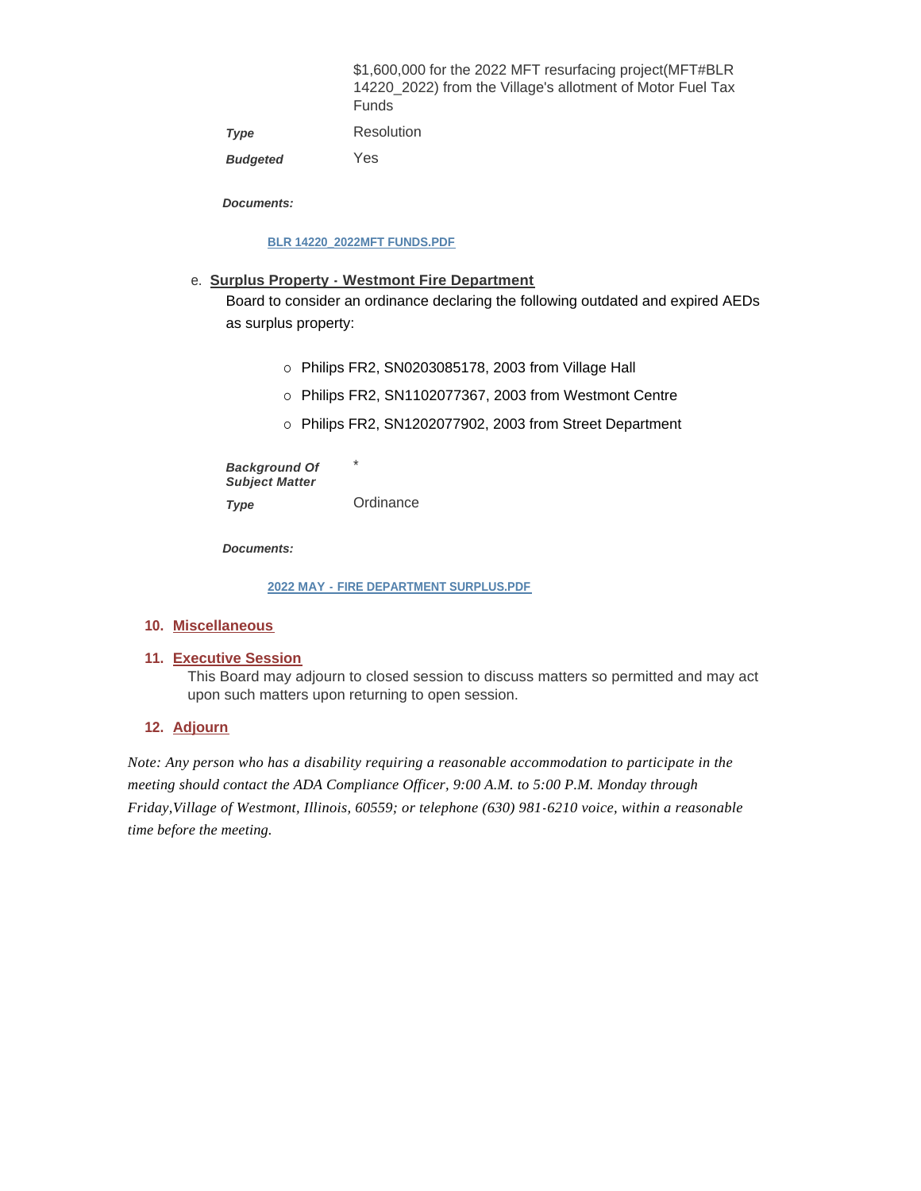$1,600,000 for the 2022 MFT resurfacing project(MFT#BLR 14220_2022) from the Village's allotment of Motor Fuel Tax Funds

| | |
|---|---|
| ***Type*** | Resolution |
| ***Budgeted*** | Yes |

***Documents:***

BLR 14220_2022MFT FUNDS.PDF

e. **Surplus Property - Westmont Fire Department**

Board to consider an ordinance declaring the following outdated and expired AEDs as surplus property:

- Philips FR2, SN0203085178, 2003 from Village Hall
- Philips FR2, SN1102077367, 2003 from Westmont Centre
- Philips FR2, SN1202077902, 2003 from Street Department

| | |
|---|---|
| ***Background Of Subject Matter*** | * |
| ***Type*** | Ordinance |

***Documents:***

2022 MAY - FIRE DEPARTMENT SURPLUS.PDF

## 10. Miscellaneous

## 11. Executive Session

This Board may adjourn to closed session to discuss matters so permitted and may act upon such matters upon returning to open session.

## 12. Adjourn

*Note: Any person who has a disability requiring a reasonable accommodation to participate in the meeting should contact the ADA Compliance Officer, 9:00 A.M. to 5:00 P.M. Monday through Friday,Village of Westmont, Illinois, 60559; or telephone (630) 981-6210 voice, within a reasonable time before the meeting.*